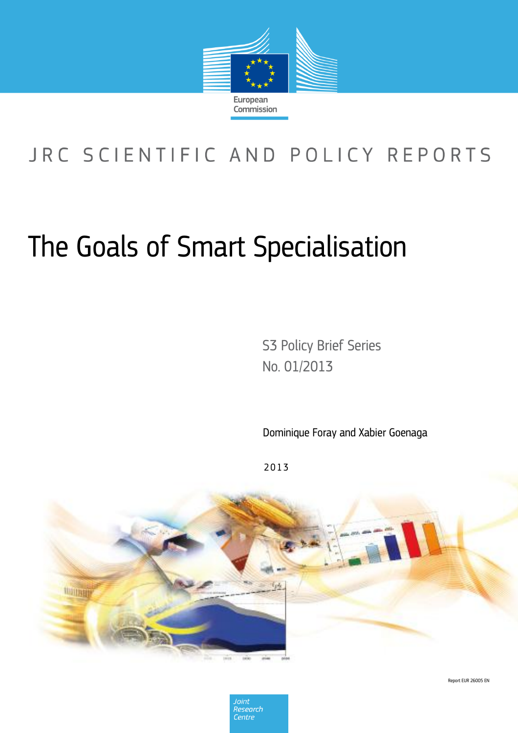European Commission

JRC SCIENTIFIC AND POLICY REPORTS

# The Goals of Smart Specialisation

S3 Policy Brief Series
No. 01/2013

Dominique Foray and Xabier Goenaga

2013

Report EUR 26005 EN

Joint Research Centre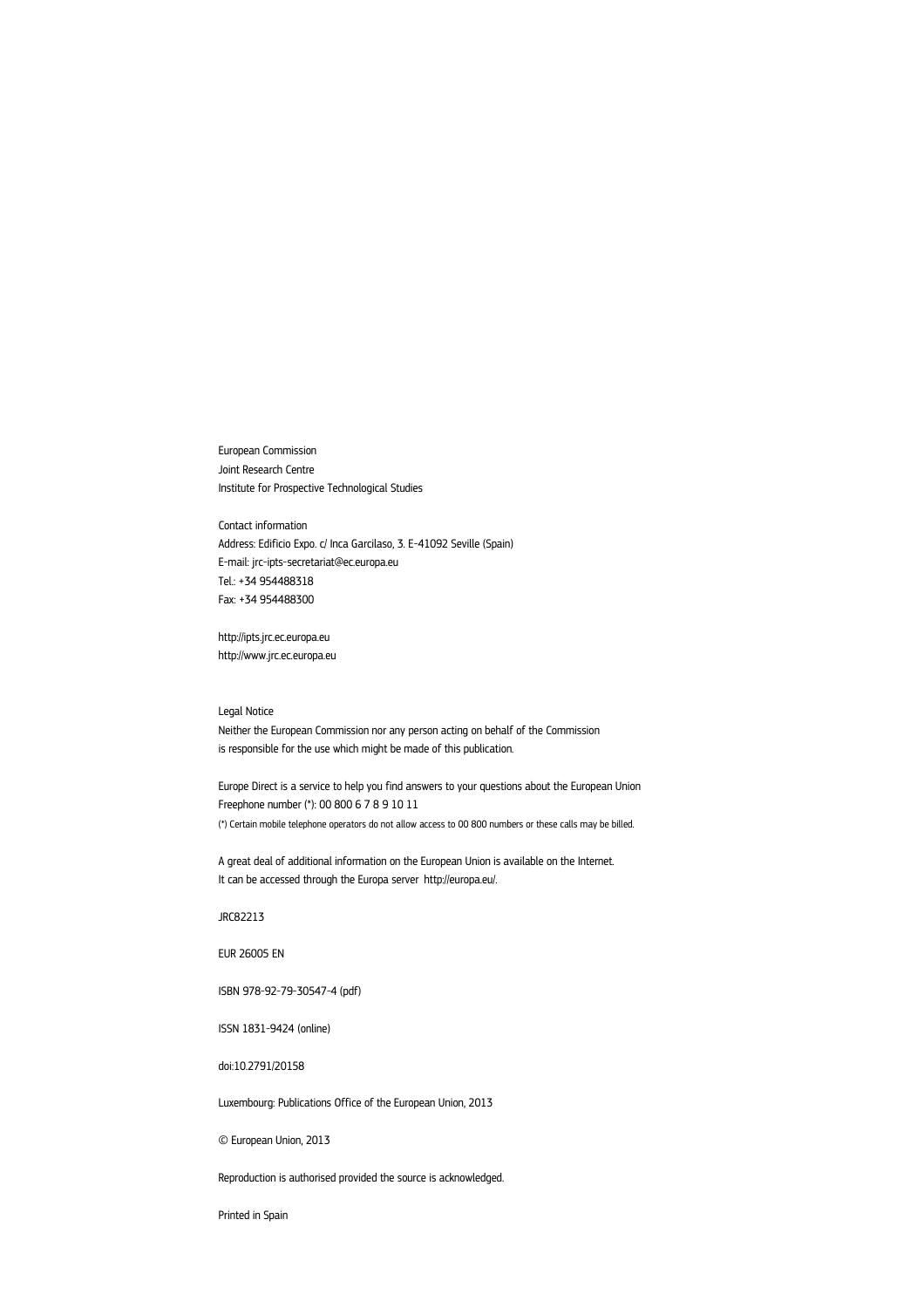European Commission
Joint Research Centre
Institute for Prospective Technological Studies

Contact information
Address: Edificio Expo. c/ Inca Garcilaso, 3. E-41092 Seville (Spain)
E-mail: jrc-ipts-secretariat@ec.europa.eu
Tel.: +34 954488318
Fax: +34 954488300

http://ipts.jrc.ec.europa.eu
http://www.jrc.ec.europa.eu

Legal Notice
Neither the European Commission nor any person acting on behalf of the Commission
is responsible for the use which might be made of this publication.

Europe Direct is a service to help you find answers to your questions about the European Union
Freephone number (*): 00 800 6 7 8 9 10 11
(*) Certain mobile telephone operators do not allow access to 00 800 numbers or these calls may be billed.

A great deal of additional information on the European Union is available on the Internet.
It can be accessed through the Europa server http://europa.eu/.

JRC82213

EUR 26005 EN

ISBN 978-92-79-30547-4 (pdf)

ISSN 1831-9424 (online)

doi:10.2791/20158

Luxembourg: Publications Office of the European Union, 2013

© European Union, 2013

Reproduction is authorised provided the source is acknowledged.

Printed in Spain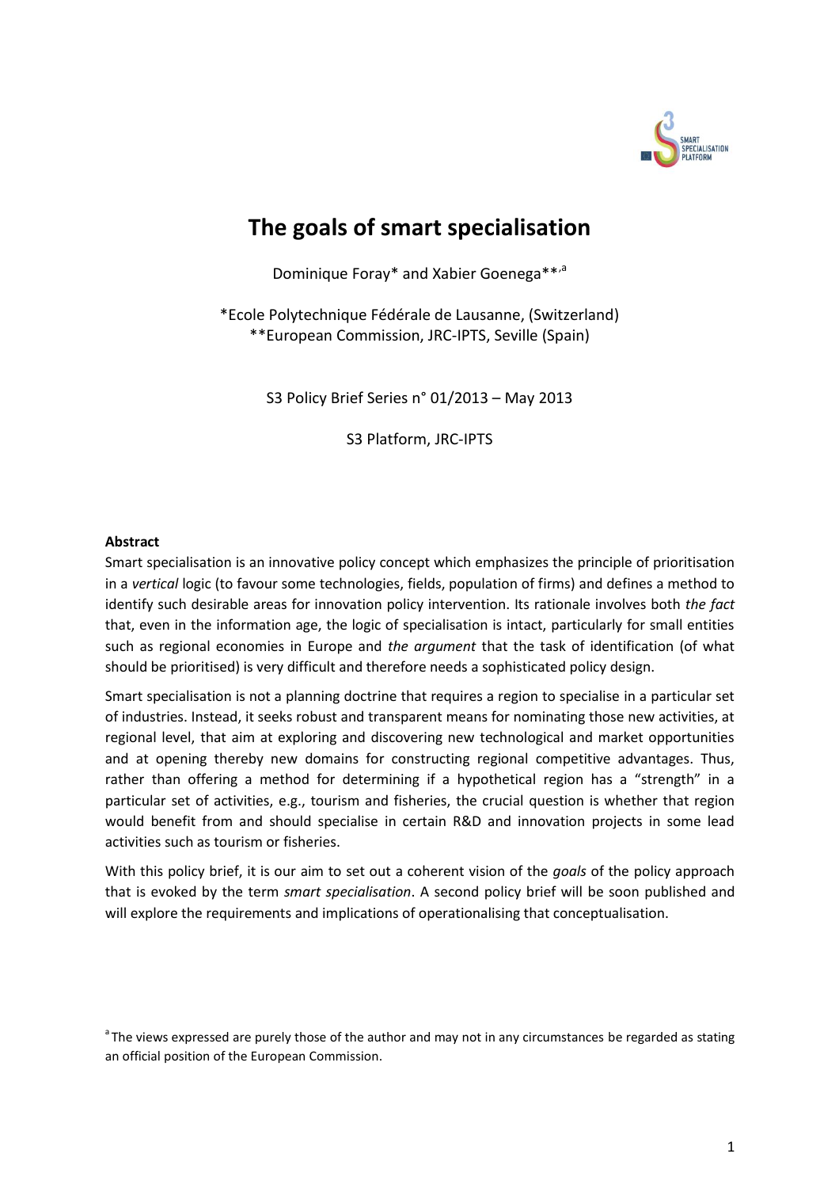# The goals of smart specialisation

Dominique Foray* and Xabier Goenega**[,a]

*Ecole Polytechnique Fédérale de Lausanne, (Switzerland)
**European Commission, JRC-IPTS, Seville (Spain)

S3 Policy Brief Series n° 01/2013 – May 2013

S3 Platform, JRC-IPTS

**Abstract**

Smart specialisation is an innovative policy concept which emphasizes the principle of prioritisation in a *vertical* logic (to favour some technologies, fields, population of firms) and defines a method to identify such desirable areas for innovation policy intervention. Its rationale involves both *the fact* that, even in the information age, the logic of specialisation is intact, particularly for small entities such as regional economies in Europe and *the argument* that the task of identification (of what should be prioritised) is very difficult and therefore needs a sophisticated policy design.

Smart specialisation is not a planning doctrine that requires a region to specialise in a particular set of industries. Instead, it seeks robust and transparent means for nominating those new activities, at regional level, that aim at exploring and discovering new technological and market opportunities and at opening thereby new domains for constructing regional competitive advantages. Thus, rather than offering a method for determining if a hypothetical region has a "strength" in a particular set of activities, e.g., tourism and fisheries, the crucial question is whether that region would benefit from and should specialise in certain R&D and innovation projects in some lead activities such as tourism or fisheries.

With this policy brief, it is our aim to set out a coherent vision of the *goals* of the policy approach that is evoked by the term *smart specialisation*. A second policy brief will be soon published and will explore the requirements and implications of operationalising that conceptualisation.

[a] The views expressed are purely those of the author and may not in any circumstances be regarded as stating an official position of the European Commission.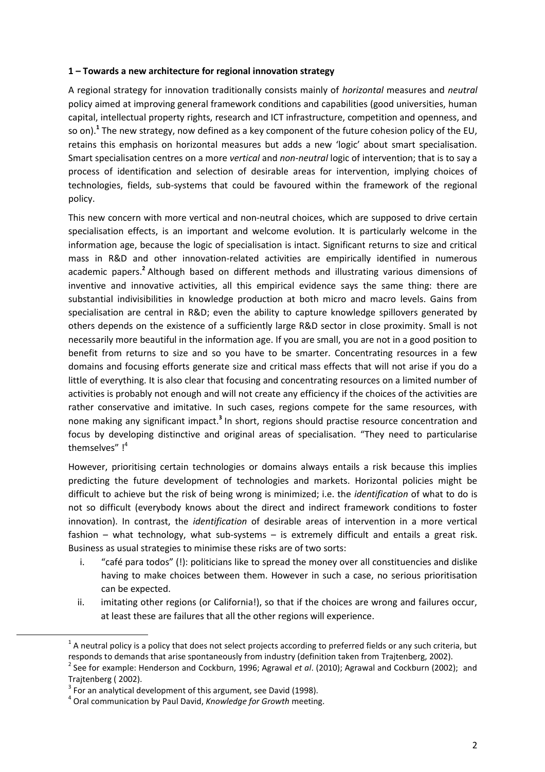**1 – Towards a new architecture for regional innovation strategy**

A regional strategy for innovation traditionally consists mainly of *horizontal* measures and *neutral* policy aimed at improving general framework conditions and capabilities (good universities, human capital, intellectual property rights, research and ICT infrastructure, competition and openness, and so on).[1] The new strategy, now defined as a key component of the future cohesion policy of the EU, retains this emphasis on horizontal measures but adds a new 'logic' about smart specialisation. Smart specialisation centres on a more *vertical* and *non-neutral* logic of intervention; that is to say a process of identification and selection of desirable areas for intervention, implying choices of technologies, fields, sub-systems that could be favoured within the framework of the regional policy.

This new concern with more vertical and non-neutral choices, which are supposed to drive certain specialisation effects, is an important and welcome evolution. It is particularly welcome in the information age, because the logic of specialisation is intact. Significant returns to size and critical mass in R&D and other innovation-related activities are empirically identified in numerous academic papers.[2] Although based on different methods and illustrating various dimensions of inventive and innovative activities, all this empirical evidence says the same thing: there are substantial indivisibilities in knowledge production at both micro and macro levels. Gains from specialisation are central in R&D; even the ability to capture knowledge spillovers generated by others depends on the existence of a sufficiently large R&D sector in close proximity. Small is not necessarily more beautiful in the information age. If you are small, you are not in a good position to benefit from returns to size and so you have to be smarter. Concentrating resources in a few domains and focusing efforts generate size and critical mass effects that will not arise if you do a little of everything. It is also clear that focusing and concentrating resources on a limited number of activities is probably not enough and will not create any efficiency if the choices of the activities are rather conservative and imitative. In such cases, regions compete for the same resources, with none making any significant impact.[3] In short, regions should practise resource concentration and focus by developing distinctive and original areas of specialisation. "They need to particularise themselves" ![4]

However, prioritising certain technologies or domains always entails a risk because this implies predicting the future development of technologies and markets. Horizontal policies might be difficult to achieve but the risk of being wrong is minimized; i.e. the *identification* of what to do is not so difficult (everybody knows about the direct and indirect framework conditions to foster innovation). In contrast, the *identification* of desirable areas of intervention in a more vertical fashion – what technology, what sub-systems – is extremely difficult and entails a great risk. Business as usual strategies to minimise these risks are of two sorts:

i. "café para todos" (!): politicians like to spread the money over all constituencies and dislike having to make choices between them. However in such a case, no serious prioritisation can be expected.
ii. imitating other regions (or California!), so that if the choices are wrong and failures occur, at least these are failures that all the other regions will experience.

---

[1] A neutral policy is a policy that does not select projects according to preferred fields or any such criteria, but responds to demands that arise spontaneously from industry (definition taken from Trajtenberg, 2002).

[2] See for example: Henderson and Cockburn, 1996; Agrawal *et al*. (2010); Agrawal and Cockburn (2002); and Trajtenberg ( 2002).

[3] For an analytical development of this argument, see David (1998).

[4] Oral communication by Paul David, *Knowledge for Growth* meeting.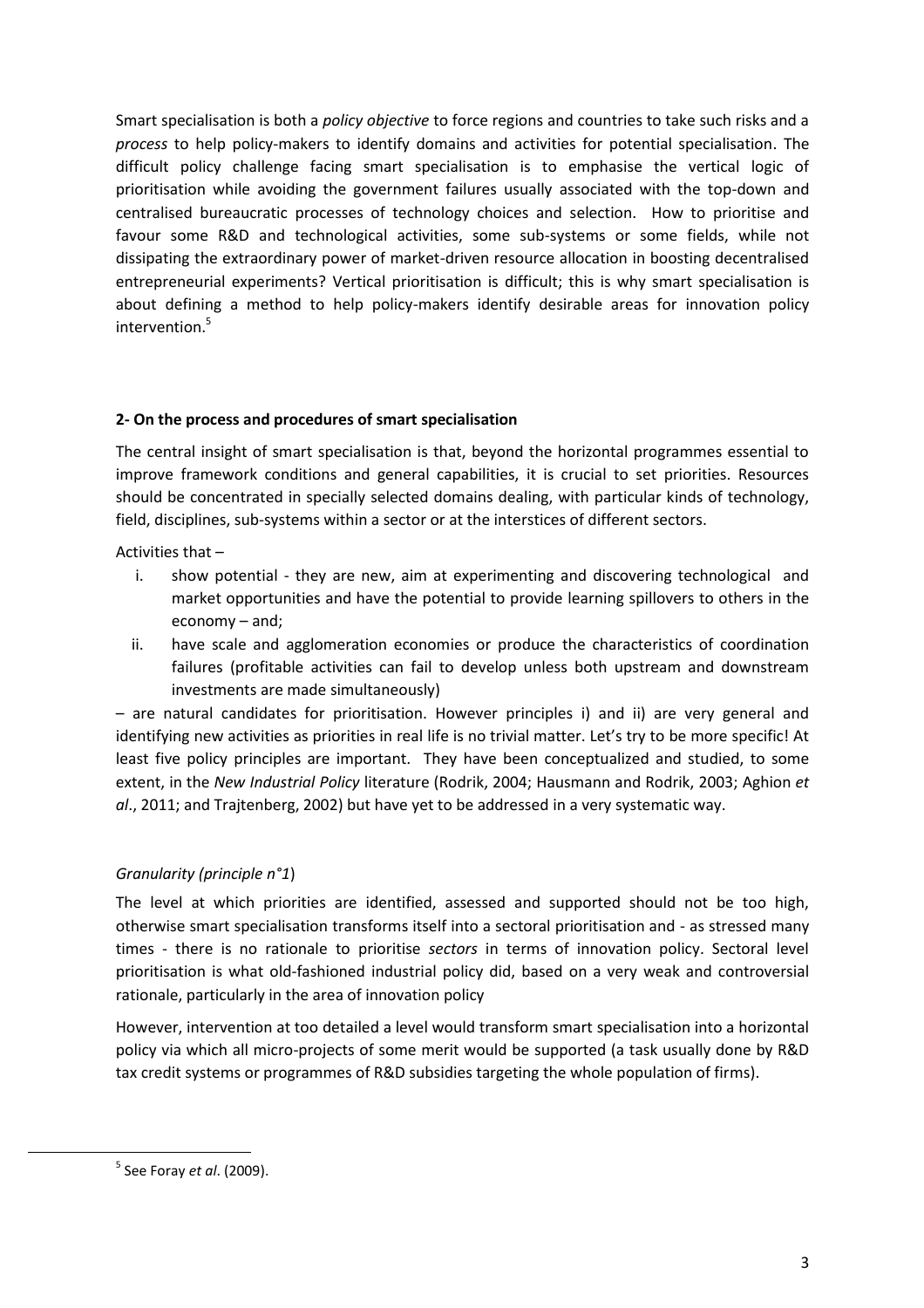Smart specialisation is both a *policy objective* to force regions and countries to take such risks and a *process* to help policy-makers to identify domains and activities for potential specialisation. The difficult policy challenge facing smart specialisation is to emphasise the vertical logic of prioritisation while avoiding the government failures usually associated with the top-down and centralised bureaucratic processes of technology choices and selection. How to prioritise and favour some R&D and technological activities, some sub-systems or some fields, while not dissipating the extraordinary power of market-driven resource allocation in boosting decentralised entrepreneurial experiments? Vertical prioritisation is difficult; this is why smart specialisation is about defining a method to help policy-makers identify desirable areas for innovation policy intervention.[5]

**2- On the process and procedures of smart specialisation**

The central insight of smart specialisation is that, beyond the horizontal programmes essential to improve framework conditions and general capabilities, it is crucial to set priorities. Resources should be concentrated in specially selected domains dealing, with particular kinds of technology, field, disciplines, sub-systems within a sector or at the interstices of different sectors.

Activities that –

i. show potential - they are new, aim at experimenting and discovering technological and market opportunities and have the potential to provide learning spillovers to others in the economy – and;
ii. have scale and agglomeration economies or produce the characteristics of coordination failures (profitable activities can fail to develop unless both upstream and downstream investments are made simultaneously)

– are natural candidates for prioritisation. However principles i) and ii) are very general and identifying new activities as priorities in real life is no trivial matter. Let's try to be more specific! At least five policy principles are important. They have been conceptualized and studied, to some extent, in the *New Industrial Policy* literature (Rodrik, 2004; Hausmann and Rodrik, 2003; Aghion *et al*., 2011; and Trajtenberg, 2002) but have yet to be addressed in a very systematic way.

*Granularity (principle n°1*)

The level at which priorities are identified, assessed and supported should not be too high, otherwise smart specialisation transforms itself into a sectoral prioritisation and - as stressed many times - there is no rationale to prioritise *sectors* in terms of innovation policy. Sectoral level prioritisation is what old-fashioned industrial policy did, based on a very weak and controversial rationale, particularly in the area of innovation policy

However, intervention at too detailed a level would transform smart specialisation into a horizontal policy via which all micro-projects of some merit would be supported (a task usually done by R&D tax credit systems or programmes of R&D subsidies targeting the whole population of firms).

[5] See Foray *et al*. (2009).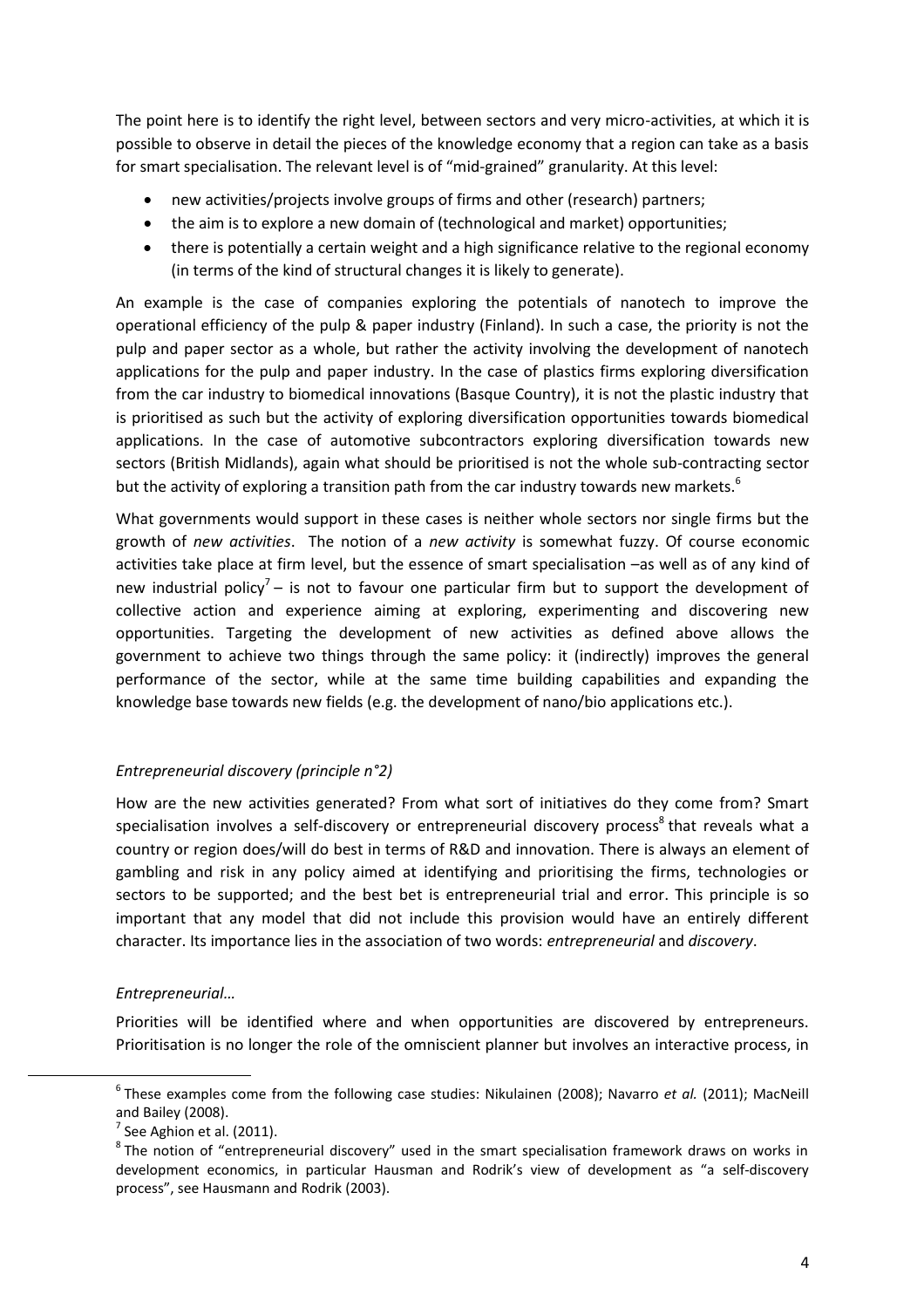The point here is to identify the right level, between sectors and very micro-activities, at which it is possible to observe in detail the pieces of the knowledge economy that a region can take as a basis for smart specialisation. The relevant level is of "mid-grained" granularity. At this level:

- new activities/projects involve groups of firms and other (research) partners;
- the aim is to explore a new domain of (technological and market) opportunities;
- there is potentially a certain weight and a high significance relative to the regional economy (in terms of the kind of structural changes it is likely to generate).

An example is the case of companies exploring the potentials of nanotech to improve the operational efficiency of the pulp & paper industry (Finland). In such a case, the priority is not the pulp and paper sector as a whole, but rather the activity involving the development of nanotech applications for the pulp and paper industry. In the case of plastics firms exploring diversification from the car industry to biomedical innovations (Basque Country), it is not the plastic industry that is prioritised as such but the activity of exploring diversification opportunities towards biomedical applications. In the case of automotive subcontractors exploring diversification towards new sectors (British Midlands), again what should be prioritised is not the whole sub-contracting sector but the activity of exploring a transition path from the car industry towards new markets.[6]

What governments would support in these cases is neither whole sectors nor single firms but the growth of *new activities*. The notion of a *new activity* is somewhat fuzzy. Of course economic activities take place at firm level, but the essence of smart specialisation –as well as of any kind of new industrial policy[7] – is not to favour one particular firm but to support the development of collective action and experience aiming at exploring, experimenting and discovering new opportunities. Targeting the development of new activities as defined above allows the government to achieve two things through the same policy: it (indirectly) improves the general performance of the sector, while at the same time building capabilities and expanding the knowledge base towards new fields (e.g. the development of nano/bio applications etc.).

*Entrepreneurial discovery (principle n°2)*

How are the new activities generated? From what sort of initiatives do they come from? Smart specialisation involves a self-discovery or entrepreneurial discovery process[8] that reveals what a country or region does/will do best in terms of R&D and innovation. There is always an element of gambling and risk in any policy aimed at identifying and prioritising the firms, technologies or sectors to be supported; and the best bet is entrepreneurial trial and error. This principle is so important that any model that did not include this provision would have an entirely different character. Its importance lies in the association of two words: *entrepreneurial* and *discovery*.

*Entrepreneurial…*

Priorities will be identified where and when opportunities are discovered by entrepreneurs. Prioritisation is no longer the role of the omniscient planner but involves an interactive process, in

---

[6] These examples come from the following case studies: Nikulainen (2008); Navarro *et al.* (2011); MacNeill and Bailey (2008).

[7] See Aghion et al. (2011).

[8] The notion of "entrepreneurial discovery" used in the smart specialisation framework draws on works in development economics, in particular Hausman and Rodrik's view of development as "a self-discovery process", see Hausmann and Rodrik (2003).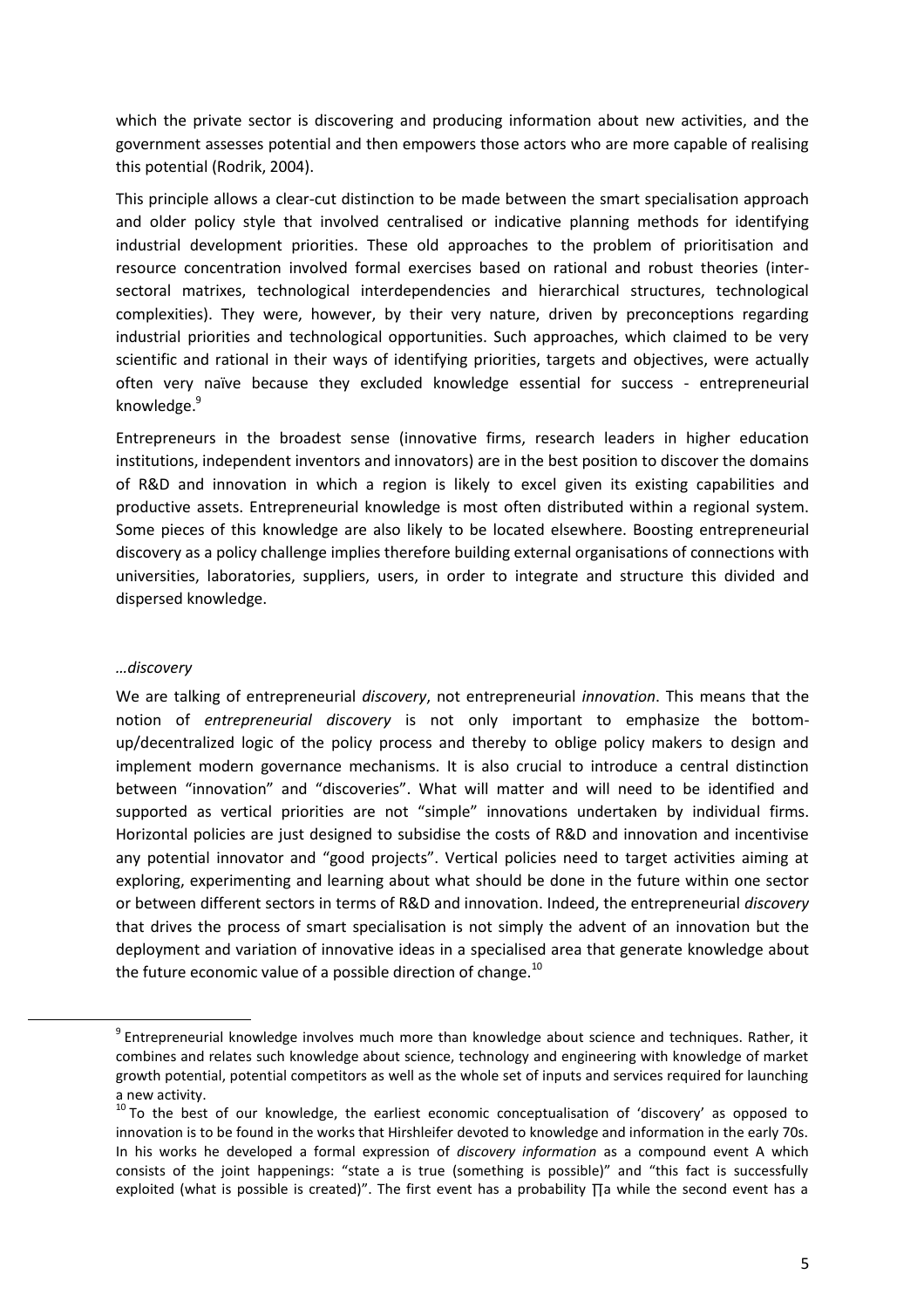which the private sector is discovering and producing information about new activities, and the government assesses potential and then empowers those actors who are more capable of realising this potential (Rodrik, 2004).

This principle allows a clear-cut distinction to be made between the smart specialisation approach and older policy style that involved centralised or indicative planning methods for identifying industrial development priorities. These old approaches to the problem of prioritisation and resource concentration involved formal exercises based on rational and robust theories (inter-sectoral matrixes, technological interdependencies and hierarchical structures, technological complexities). They were, however, by their very nature, driven by preconceptions regarding industrial priorities and technological opportunities. Such approaches, which claimed to be very scientific and rational in their ways of identifying priorities, targets and objectives, were actually often very naïve because they excluded knowledge essential for success - entrepreneurial knowledge.[9]

Entrepreneurs in the broadest sense (innovative firms, research leaders in higher education institutions, independent inventors and innovators) are in the best position to discover the domains of R&D and innovation in which a region is likely to excel given its existing capabilities and productive assets. Entrepreneurial knowledge is most often distributed within a regional system. Some pieces of this knowledge are also likely to be located elsewhere. Boosting entrepreneurial discovery as a policy challenge implies therefore building external organisations of connections with universities, laboratories, suppliers, users, in order to integrate and structure this divided and dispersed knowledge.

*…discovery*

We are talking of entrepreneurial *discovery*, not entrepreneurial *innovation*. This means that the notion of *entrepreneurial discovery* is not only important to emphasize the bottom-up/decentralized logic of the policy process and thereby to oblige policy makers to design and implement modern governance mechanisms. It is also crucial to introduce a central distinction between "innovation" and "discoveries". What will matter and will need to be identified and supported as vertical priorities are not "simple" innovations undertaken by individual firms. Horizontal policies are just designed to subsidise the costs of R&D and innovation and incentivise any potential innovator and "good projects". Vertical policies need to target activities aiming at exploring, experimenting and learning about what should be done in the future within one sector or between different sectors in terms of R&D and innovation. Indeed, the entrepreneurial *discovery* that drives the process of smart specialisation is not simply the advent of an innovation but the deployment and variation of innovative ideas in a specialised area that generate knowledge about the future economic value of a possible direction of change.[10]

---

[9] Entrepreneurial knowledge involves much more than knowledge about science and techniques. Rather, it combines and relates such knowledge about science, technology and engineering with knowledge of market growth potential, potential competitors as well as the whole set of inputs and services required for launching a new activity.

[10] To the best of our knowledge, the earliest economic conceptualisation of 'discovery' as opposed to innovation is to be found in the works that Hirshleifer devoted to knowledge and information in the early 70s. In his works he developed a formal expression of *discovery information* as a compound event A which consists of the joint happenings: "state a is true (something is possible)" and "this fact is successfully exploited (what is possible is created)". The first event has a probability $\Pi a$ while the second event has a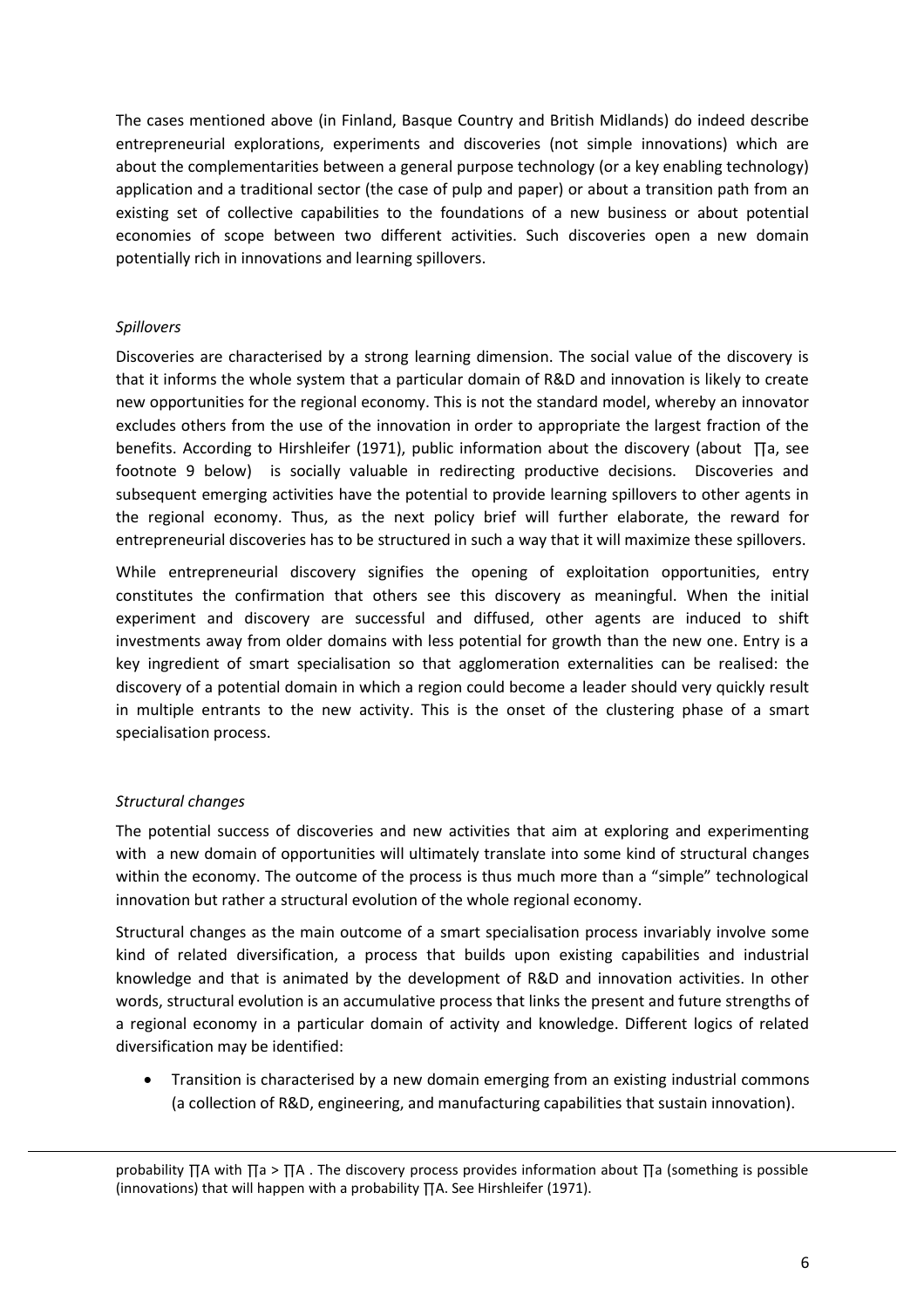The cases mentioned above (in Finland, Basque Country and British Midlands) do indeed describe entrepreneurial explorations, experiments and discoveries (not simple innovations) which are about the complementarities between a general purpose technology (or a key enabling technology) application and a traditional sector (the case of pulp and paper) or about a transition path from an existing set of collective capabilities to the foundations of a new business or about potential economies of scope between two different activities. Such discoveries open a new domain potentially rich in innovations and learning spillovers.

*Spillovers*

Discoveries are characterised by a strong learning dimension. The social value of the discovery is that it informs the whole system that a particular domain of R&D and innovation is likely to create new opportunities for the regional economy. This is not the standard model, whereby an innovator excludes others from the use of the innovation in order to appropriate the largest fraction of the benefits. According to Hirshleifer (1971), public information about the discovery (about $\prod a$, see footnote 9 below) is socially valuable in redirecting productive decisions. Discoveries and subsequent emerging activities have the potential to provide learning spillovers to other agents in the regional economy. Thus, as the next policy brief will further elaborate, the reward for entrepreneurial discoveries has to be structured in such a way that it will maximize these spillovers.

While entrepreneurial discovery signifies the opening of exploitation opportunities, entry constitutes the confirmation that others see this discovery as meaningful. When the initial experiment and discovery are successful and diffused, other agents are induced to shift investments away from older domains with less potential for growth than the new one. Entry is a key ingredient of smart specialisation so that agglomeration externalities can be realised: the discovery of a potential domain in which a region could become a leader should very quickly result in multiple entrants to the new activity. This is the onset of the clustering phase of a smart specialisation process.

*Structural changes*

The potential success of discoveries and new activities that aim at exploring and experimenting with a new domain of opportunities will ultimately translate into some kind of structural changes within the economy. The outcome of the process is thus much more than a "simple" technological innovation but rather a structural evolution of the whole regional economy.

Structural changes as the main outcome of a smart specialisation process invariably involve some kind of related diversification, a process that builds upon existing capabilities and industrial knowledge and that is animated by the development of R&D and innovation activities. In other words, structural evolution is an accumulative process that links the present and future strengths of a regional economy in a particular domain of activity and knowledge. Different logics of related diversification may be identified:

- Transition is characterised by a new domain emerging from an existing industrial commons (a collection of R&D, engineering, and manufacturing capabilities that sustain innovation).

---

probability $\prod A$ with $\prod a > \prod A$ . The discovery process provides information about $\prod a$ (something is possible (innovations) that will happen with a probability $\prod A$. See Hirshleifer (1971).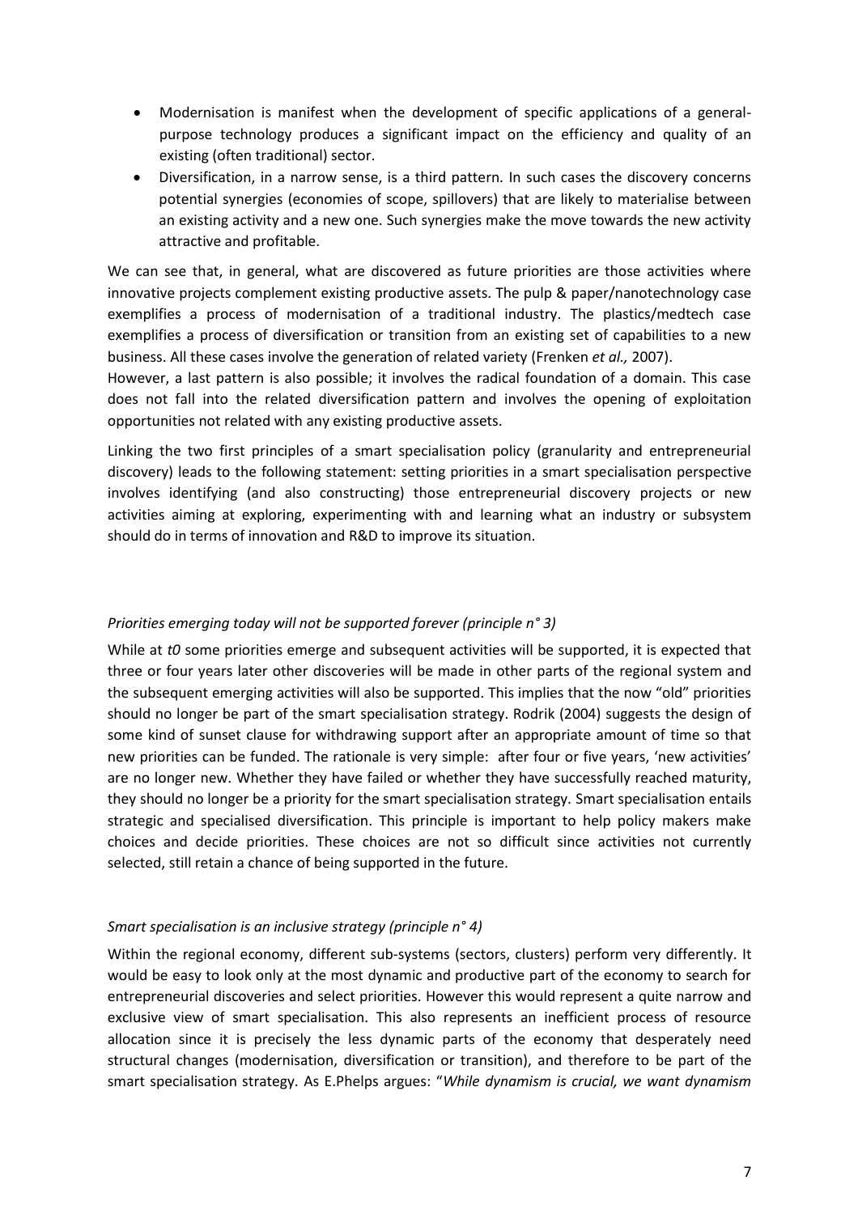- Modernisation is manifest when the development of specific applications of a general-purpose technology produces a significant impact on the efficiency and quality of an existing (often traditional) sector.
- Diversification, in a narrow sense, is a third pattern. In such cases the discovery concerns potential synergies (economies of scope, spillovers) that are likely to materialise between an existing activity and a new one. Such synergies make the move towards the new activity attractive and profitable.

We can see that, in general, what are discovered as future priorities are those activities where innovative projects complement existing productive assets. The pulp & paper/nanotechnology case exemplifies a process of modernisation of a traditional industry. The plastics/medtech case exemplifies a process of diversification or transition from an existing set of capabilities to a new business. All these cases involve the generation of related variety (Frenken *et al.,* 2007).

However, a last pattern is also possible; it involves the radical foundation of a domain. This case does not fall into the related diversification pattern and involves the opening of exploitation opportunities not related with any existing productive assets.

Linking the two first principles of a smart specialisation policy (granularity and entrepreneurial discovery) leads to the following statement: setting priorities in a smart specialisation perspective involves identifying (and also constructing) those entrepreneurial discovery projects or new activities aiming at exploring, experimenting with and learning what an industry or subsystem should do in terms of innovation and R&D to improve its situation.

*Priorities emerging today will not be supported forever (principle n° 3)*

While at *t0* some priorities emerge and subsequent activities will be supported, it is expected that three or four years later other discoveries will be made in other parts of the regional system and the subsequent emerging activities will also be supported. This implies that the now "old" priorities should no longer be part of the smart specialisation strategy. Rodrik (2004) suggests the design of some kind of sunset clause for withdrawing support after an appropriate amount of time so that new priorities can be funded. The rationale is very simple: after four or five years, 'new activities' are no longer new. Whether they have failed or whether they have successfully reached maturity, they should no longer be a priority for the smart specialisation strategy. Smart specialisation entails strategic and specialised diversification. This principle is important to help policy makers make choices and decide priorities. These choices are not so difficult since activities not currently selected, still retain a chance of being supported in the future.

*Smart specialisation is an inclusive strategy (principle n° 4)*

Within the regional economy, different sub-systems (sectors, clusters) perform very differently. It would be easy to look only at the most dynamic and productive part of the economy to search for entrepreneurial discoveries and select priorities. However this would represent a quite narrow and exclusive view of smart specialisation. This also represents an inefficient process of resource allocation since it is precisely the less dynamic parts of the economy that desperately need structural changes (modernisation, diversification or transition), and therefore to be part of the smart specialisation strategy. As E.Phelps argues: "*While dynamism is crucial, we want dynamism*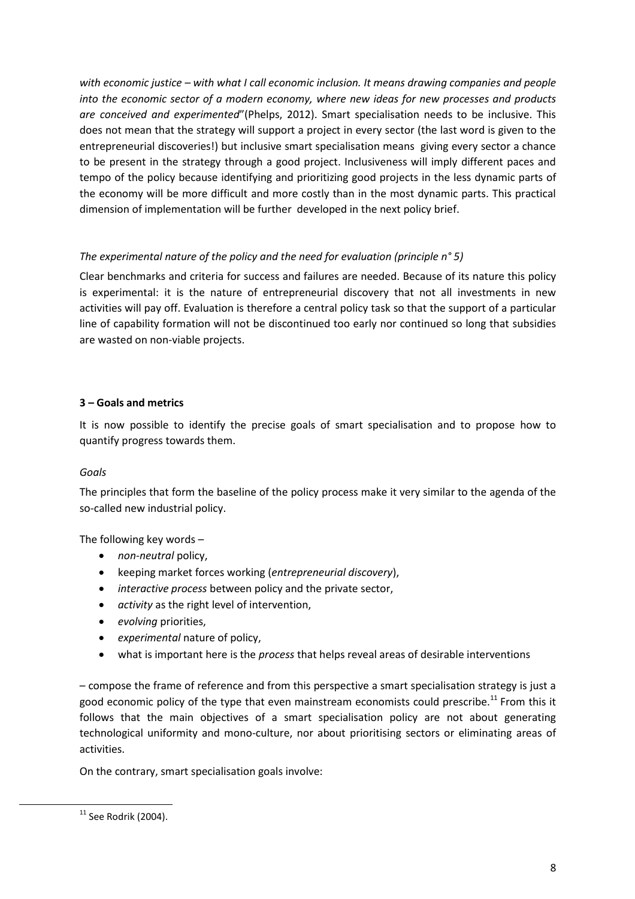*with economic justice – with what I call economic inclusion. It means drawing companies and people into the economic sector of a modern economy, where new ideas for new processes and products are conceived and experimented*"(Phelps, 2012). Smart specialisation needs to be inclusive. This does not mean that the strategy will support a project in every sector (the last word is given to the entrepreneurial discoveries!) but inclusive smart specialisation means giving every sector a chance to be present in the strategy through a good project. Inclusiveness will imply different paces and tempo of the policy because identifying and prioritizing good projects in the less dynamic parts of the economy will be more difficult and more costly than in the most dynamic parts. This practical dimension of implementation will be further developed in the next policy brief.

*The experimental nature of the policy and the need for evaluation (principle n° 5)*

Clear benchmarks and criteria for success and failures are needed. Because of its nature this policy is experimental: it is the nature of entrepreneurial discovery that not all investments in new activities will pay off. Evaluation is therefore a central policy task so that the support of a particular line of capability formation will not be discontinued too early nor continued so long that subsidies are wasted on non-viable projects.

**3 – Goals and metrics**

It is now possible to identify the precise goals of smart specialisation and to propose how to quantify progress towards them.

*Goals*

The principles that form the baseline of the policy process make it very similar to the agenda of the so-called new industrial policy.

The following key words –

- *non-neutral* policy,
- keeping market forces working (*entrepreneurial discovery*),
- *interactive process* between policy and the private sector,
- *activity* as the right level of intervention,
- *evolving* priorities,
- *experimental* nature of policy,
- what is important here is the *process* that helps reveal areas of desirable interventions

– compose the frame of reference and from this perspective a smart specialisation strategy is just a good economic policy of the type that even mainstream economists could prescribe.[11] From this it follows that the main objectives of a smart specialisation policy are not about generating technological uniformity and mono-culture, nor about prioritising sectors or eliminating areas of activities.

On the contrary, smart specialisation goals involve:

[11] See Rodrik (2004).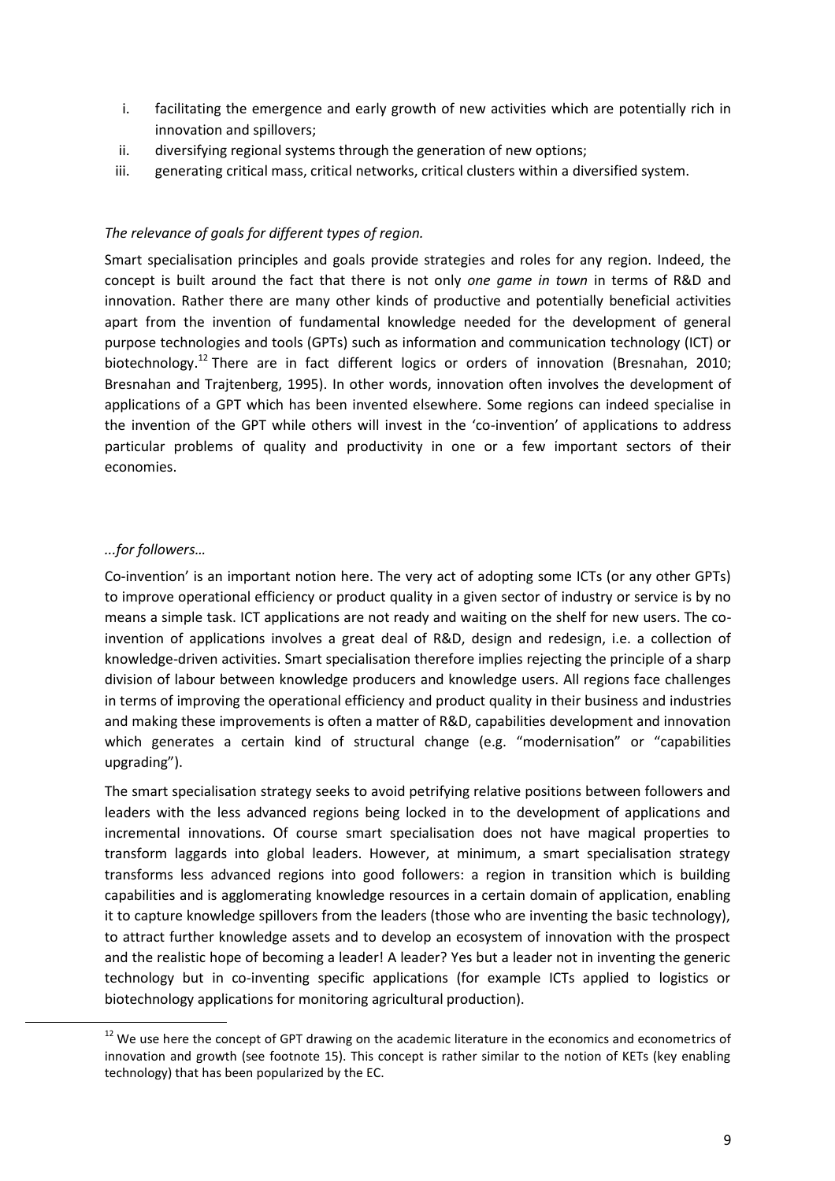i. facilitating the emergence and early growth of new activities which are potentially rich in innovation and spillovers;
ii. diversifying regional systems through the generation of new options;
iii. generating critical mass, critical networks, critical clusters within a diversified system.

*The relevance of goals for different types of region.*

Smart specialisation principles and goals provide strategies and roles for any region. Indeed, the concept is built around the fact that there is not only *one game in town* in terms of R&D and innovation. Rather there are many other kinds of productive and potentially beneficial activities apart from the invention of fundamental knowledge needed for the development of general purpose technologies and tools (GPTs) such as information and communication technology (ICT) or biotechnology.[12] There are in fact different logics or orders of innovation (Bresnahan, 2010; Bresnahan and Trajtenberg, 1995). In other words, innovation often involves the development of applications of a GPT which has been invented elsewhere. Some regions can indeed specialise in the invention of the GPT while others will invest in the 'co-invention' of applications to address particular problems of quality and productivity in one or a few important sectors of their economies.

*...for followers…*

Co-invention' is an important notion here. The very act of adopting some ICTs (or any other GPTs) to improve operational efficiency or product quality in a given sector of industry or service is by no means a simple task. ICT applications are not ready and waiting on the shelf for new users. The co-invention of applications involves a great deal of R&D, design and redesign, i.e. a collection of knowledge-driven activities. Smart specialisation therefore implies rejecting the principle of a sharp division of labour between knowledge producers and knowledge users. All regions face challenges in terms of improving the operational efficiency and product quality in their business and industries and making these improvements is often a matter of R&D, capabilities development and innovation which generates a certain kind of structural change (e.g. "modernisation" or "capabilities upgrading").

The smart specialisation strategy seeks to avoid petrifying relative positions between followers and leaders with the less advanced regions being locked in to the development of applications and incremental innovations. Of course smart specialisation does not have magical properties to transform laggards into global leaders. However, at minimum, a smart specialisation strategy transforms less advanced regions into good followers: a region in transition which is building capabilities and is agglomerating knowledge resources in a certain domain of application, enabling it to capture knowledge spillovers from the leaders (those who are inventing the basic technology), to attract further knowledge assets and to develop an ecosystem of innovation with the prospect and the realistic hope of becoming a leader! A leader? Yes but a leader not in inventing the generic technology but in co-inventing specific applications (for example ICTs applied to logistics or biotechnology applications for monitoring agricultural production).

---

[12] We use here the concept of GPT drawing on the academic literature in the economics and econometrics of innovation and growth (see footnote 15). This concept is rather similar to the notion of KETs (key enabling technology) that has been popularized by the EC.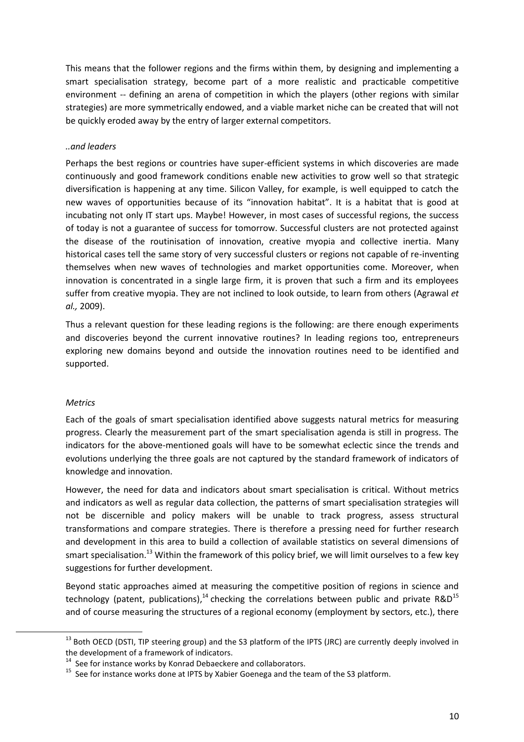This means that the follower regions and the firms within them, by designing and implementing a smart specialisation strategy, become part of a more realistic and practicable competitive environment -- defining an arena of competition in which the players (other regions with similar strategies) are more symmetrically endowed, and a viable market niche can be created that will not be quickly eroded away by the entry of larger external competitors.

*..and leaders*

Perhaps the best regions or countries have super-efficient systems in which discoveries are made continuously and good framework conditions enable new activities to grow well so that strategic diversification is happening at any time. Silicon Valley, for example, is well equipped to catch the new waves of opportunities because of its "innovation habitat". It is a habitat that is good at incubating not only IT start ups. Maybe! However, in most cases of successful regions, the success of today is not a guarantee of success for tomorrow. Successful clusters are not protected against the disease of the routinisation of innovation, creative myopia and collective inertia. Many historical cases tell the same story of very successful clusters or regions not capable of re-inventing themselves when new waves of technologies and market opportunities come. Moreover, when innovation is concentrated in a single large firm, it is proven that such a firm and its employees suffer from creative myopia. They are not inclined to look outside, to learn from others (Agrawal *et al.,* 2009).

Thus a relevant question for these leading regions is the following: are there enough experiments and discoveries beyond the current innovative routines? In leading regions too, entrepreneurs exploring new domains beyond and outside the innovation routines need to be identified and supported.

*Metrics*

Each of the goals of smart specialisation identified above suggests natural metrics for measuring progress. Clearly the measurement part of the smart specialisation agenda is still in progress. The indicators for the above-mentioned goals will have to be somewhat eclectic since the trends and evolutions underlying the three goals are not captured by the standard framework of indicators of knowledge and innovation.

However, the need for data and indicators about smart specialisation is critical. Without metrics and indicators as well as regular data collection, the patterns of smart specialisation strategies will not be discernible and policy makers will be unable to track progress, assess structural transformations and compare strategies. There is therefore a pressing need for further research and development in this area to build a collection of available statistics on several dimensions of smart specialisation.[13] Within the framework of this policy brief, we will limit ourselves to a few key suggestions for further development.

Beyond static approaches aimed at measuring the competitive position of regions in science and technology (patent, publications),[14] checking the correlations between public and private R&D[15] and of course measuring the structures of a regional economy (employment by sectors, etc.), there

---

[13] Both OECD (DSTI, TIP steering group) and the S3 platform of the IPTS (JRC) are currently deeply involved in the development of a framework of indicators.

[14] See for instance works by Konrad Debaeckere and collaborators.

[15] See for instance works done at IPTS by Xabier Goenega and the team of the S3 platform.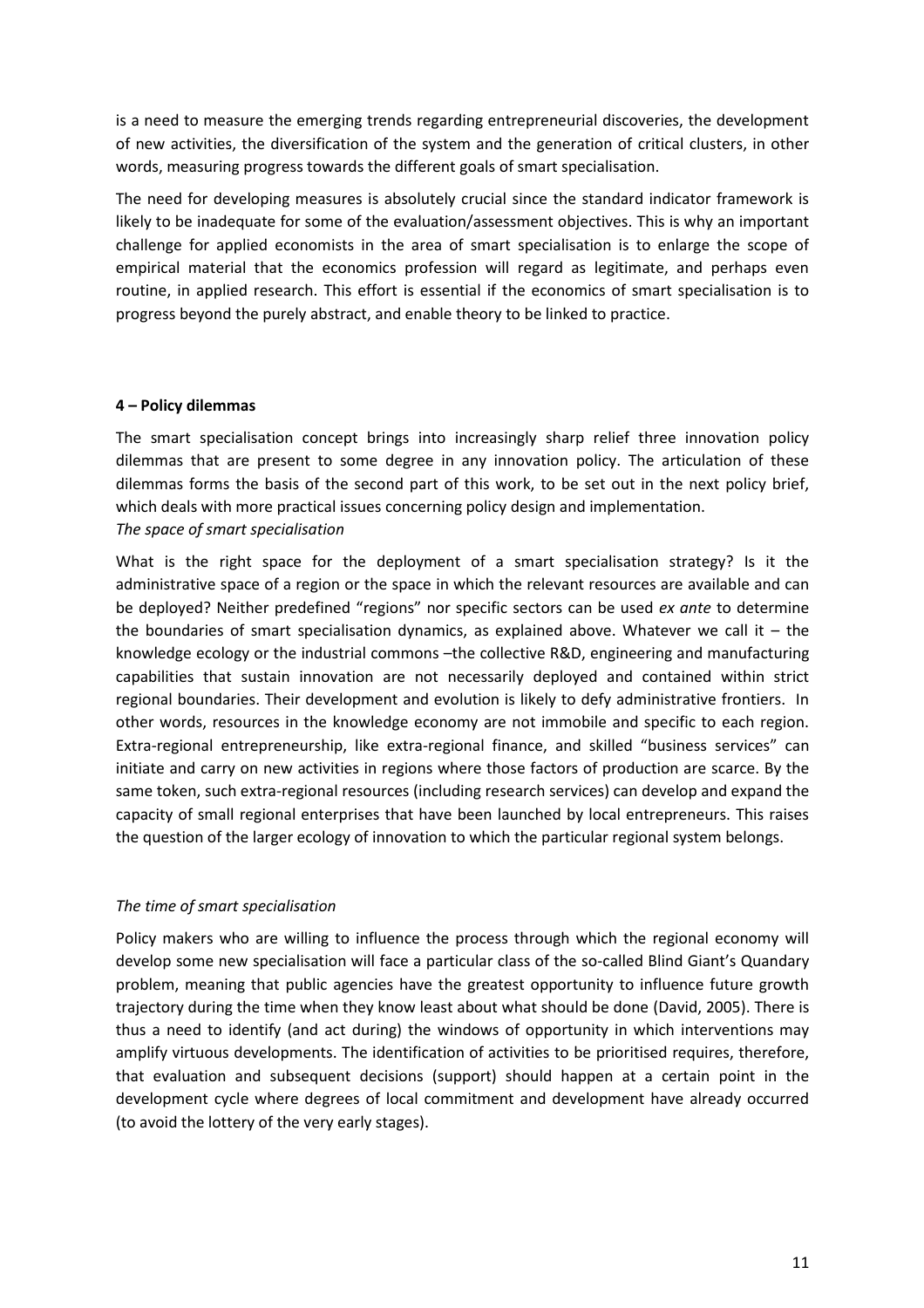is a need to measure the emerging trends regarding entrepreneurial discoveries, the development of new activities, the diversification of the system and the generation of critical clusters, in other words, measuring progress towards the different goals of smart specialisation.

The need for developing measures is absolutely crucial since the standard indicator framework is likely to be inadequate for some of the evaluation/assessment objectives. This is why an important challenge for applied economists in the area of smart specialisation is to enlarge the scope of empirical material that the economics profession will regard as legitimate, and perhaps even routine, in applied research. This effort is essential if the economics of smart specialisation is to progress beyond the purely abstract, and enable theory to be linked to practice.

#### 4 – Policy dilemmas

The smart specialisation concept brings into increasingly sharp relief three innovation policy dilemmas that are present to some degree in any innovation policy. The articulation of these dilemmas forms the basis of the second part of this work, to be set out in the next policy brief, which deals with more practical issues concerning policy design and implementation.

*The space of smart specialisation*

What is the right space for the deployment of a smart specialisation strategy? Is it the administrative space of a region or the space in which the relevant resources are available and can be deployed? Neither predefined "regions" nor specific sectors can be used *ex ante* to determine the boundaries of smart specialisation dynamics, as explained above. Whatever we call it – the knowledge ecology or the industrial commons –the collective R&D, engineering and manufacturing capabilities that sustain innovation are not necessarily deployed and contained within strict regional boundaries. Their development and evolution is likely to defy administrative frontiers. In other words, resources in the knowledge economy are not immobile and specific to each region. Extra-regional entrepreneurship, like extra-regional finance, and skilled "business services" can initiate and carry on new activities in regions where those factors of production are scarce. By the same token, such extra-regional resources (including research services) can develop and expand the capacity of small regional enterprises that have been launched by local entrepreneurs. This raises the question of the larger ecology of innovation to which the particular regional system belongs.

*The time of smart specialisation*

Policy makers who are willing to influence the process through which the regional economy will develop some new specialisation will face a particular class of the so-called Blind Giant's Quandary problem, meaning that public agencies have the greatest opportunity to influence future growth trajectory during the time when they know least about what should be done (David, 2005). There is thus a need to identify (and act during) the windows of opportunity in which interventions may amplify virtuous developments. The identification of activities to be prioritised requires, therefore, that evaluation and subsequent decisions (support) should happen at a certain point in the development cycle where degrees of local commitment and development have already occurred (to avoid the lottery of the very early stages).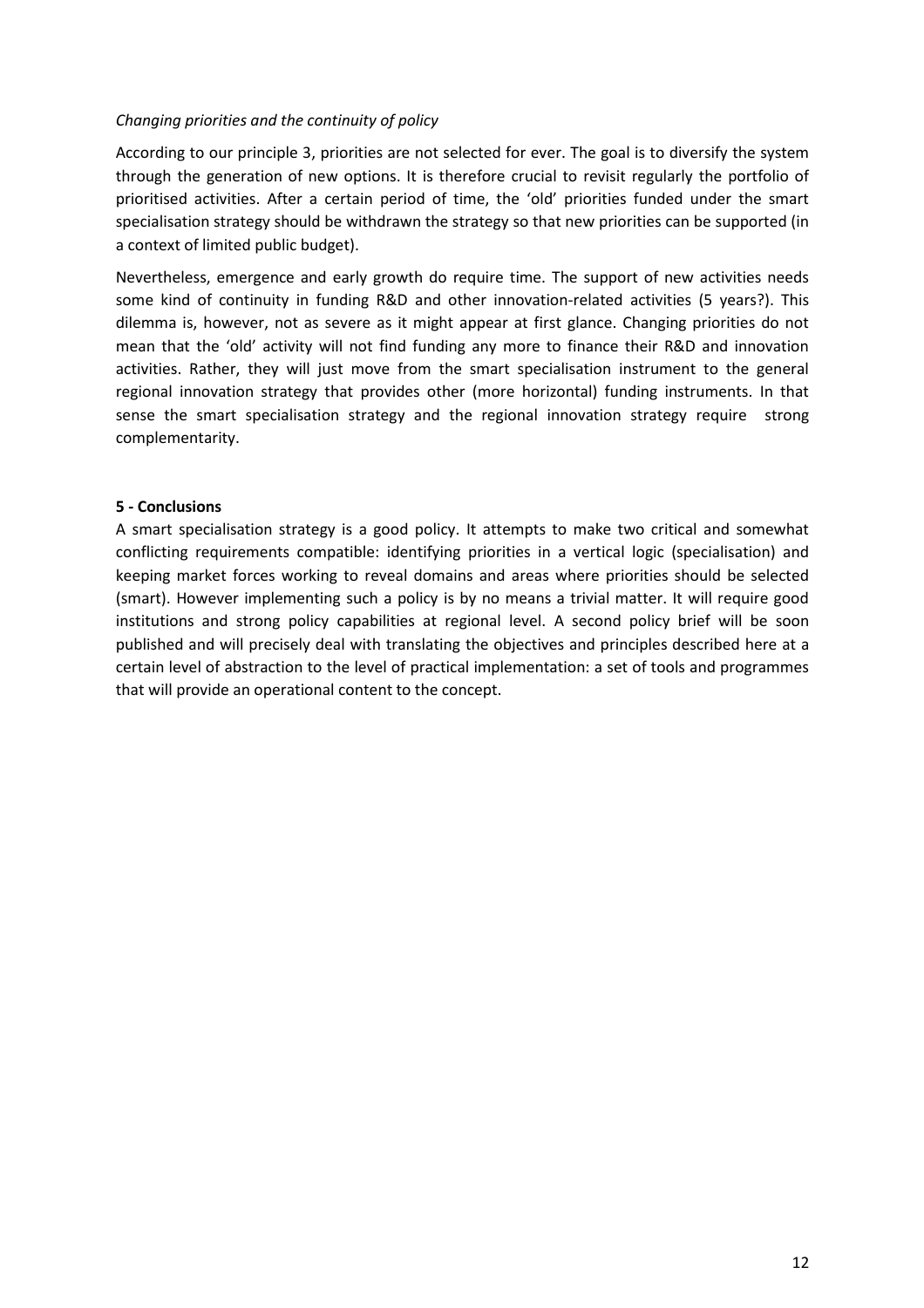*Changing priorities and the continuity of policy*

According to our principle 3, priorities are not selected for ever. The goal is to diversify the system through the generation of new options. It is therefore crucial to revisit regularly the portfolio of prioritised activities. After a certain period of time, the 'old' priorities funded under the smart specialisation strategy should be withdrawn the strategy so that new priorities can be supported (in a context of limited public budget).

Nevertheless, emergence and early growth do require time. The support of new activities needs some kind of continuity in funding R&D and other innovation-related activities (5 years?). This dilemma is, however, not as severe as it might appear at first glance. Changing priorities do not mean that the 'old' activity will not find funding any more to finance their R&D and innovation activities. Rather, they will just move from the smart specialisation instrument to the general regional innovation strategy that provides other (more horizontal) funding instruments. In that sense the smart specialisation strategy and the regional innovation strategy require strong complementarity.

## 5 - Conclusions

A smart specialisation strategy is a good policy. It attempts to make two critical and somewhat conflicting requirements compatible: identifying priorities in a vertical logic (specialisation) and keeping market forces working to reveal domains and areas where priorities should be selected (smart). However implementing such a policy is by no means a trivial matter. It will require good institutions and strong policy capabilities at regional level. A second policy brief will be soon published and will precisely deal with translating the objectives and principles described here at a certain level of abstraction to the level of practical implementation: a set of tools and programmes that will provide an operational content to the concept.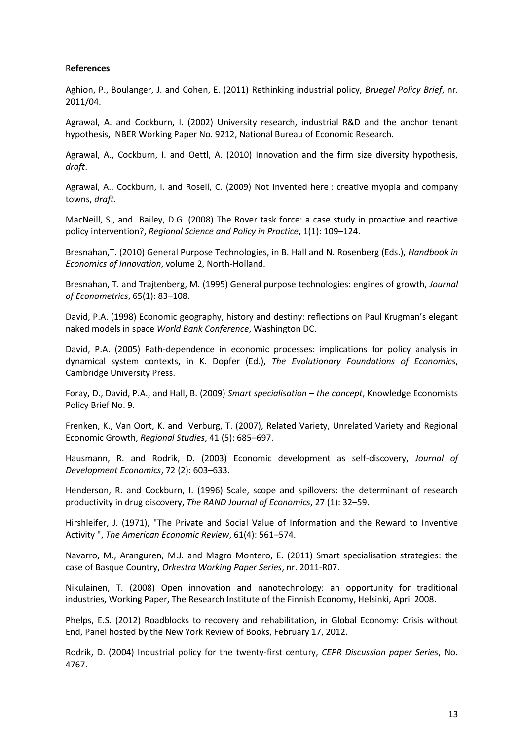## References

Aghion, P., Boulanger, J. and Cohen, E. (2011) Rethinking industrial policy, *Bruegel Policy Brief*, nr. 2011/04.

Agrawal, A. and Cockburn, I. (2002) University research, industrial R&D and the anchor tenant hypothesis, NBER Working Paper No. 9212, National Bureau of Economic Research.

Agrawal, A., Cockburn, I. and Oettl, A. (2010) Innovation and the firm size diversity hypothesis, *draft*.

Agrawal, A., Cockburn, I. and Rosell, C. (2009) Not invented here : creative myopia and company towns, *draft.*

MacNeill, S., and Bailey, D.G. (2008) The Rover task force: a case study in proactive and reactive policy intervention?, *Regional Science and Policy in Practice*, 1(1): 109–124.

Bresnahan,T. (2010) General Purpose Technologies, in B. Hall and N. Rosenberg (Eds.), *Handbook in Economics of Innovation*, volume 2, North-Holland.

Bresnahan, T. and Trajtenberg, M. (1995) General purpose technologies: engines of growth, *Journal of Econometrics*, 65(1): 83–108.

David, P.A. (1998) Economic geography, history and destiny: reflections on Paul Krugman's elegant naked models in space *World Bank Conference*, Washington DC.

David, P.A. (2005) Path-dependence in economic processes: implications for policy analysis in dynamical system contexts, in K. Dopfer (Ed.), *The Evolutionary Foundations of Economics*, Cambridge University Press.

Foray, D., David, P.A., and Hall, B. (2009) *Smart specialisation – the concept*, Knowledge Economists Policy Brief No. 9.

Frenken, K., Van Oort, K. and Verburg, T. (2007), Related Variety, Unrelated Variety and Regional Economic Growth, *Regional Studies*, 41 (5): 685–697.

Hausmann, R. and Rodrik, D. (2003) Economic development as self-discovery, *Journal of Development Economics*, 72 (2): 603–633.

Henderson, R. and Cockburn, I. (1996) Scale, scope and spillovers: the determinant of research productivity in drug discovery, *The RAND Journal of Economics*, 27 (1): 32–59.

Hirshleifer, J. (1971), "The Private and Social Value of Information and the Reward to Inventive Activity ", *The American Economic Review*, 61(4): 561–574.

Navarro, M., Aranguren, M.J. and Magro Montero, E. (2011) Smart specialisation strategies: the case of Basque Country, *Orkestra Working Paper Series*, nr. 2011-R07.

Nikulainen, T. (2008) Open innovation and nanotechnology: an opportunity for traditional industries, Working Paper, The Research Institute of the Finnish Economy, Helsinki, April 2008.

Phelps, E.S. (2012) Roadblocks to recovery and rehabilitation, in Global Economy: Crisis without End, Panel hosted by the New York Review of Books, February 17, 2012.

Rodrik, D. (2004) Industrial policy for the twenty-first century, *CEPR Discussion paper Series*, No. 4767.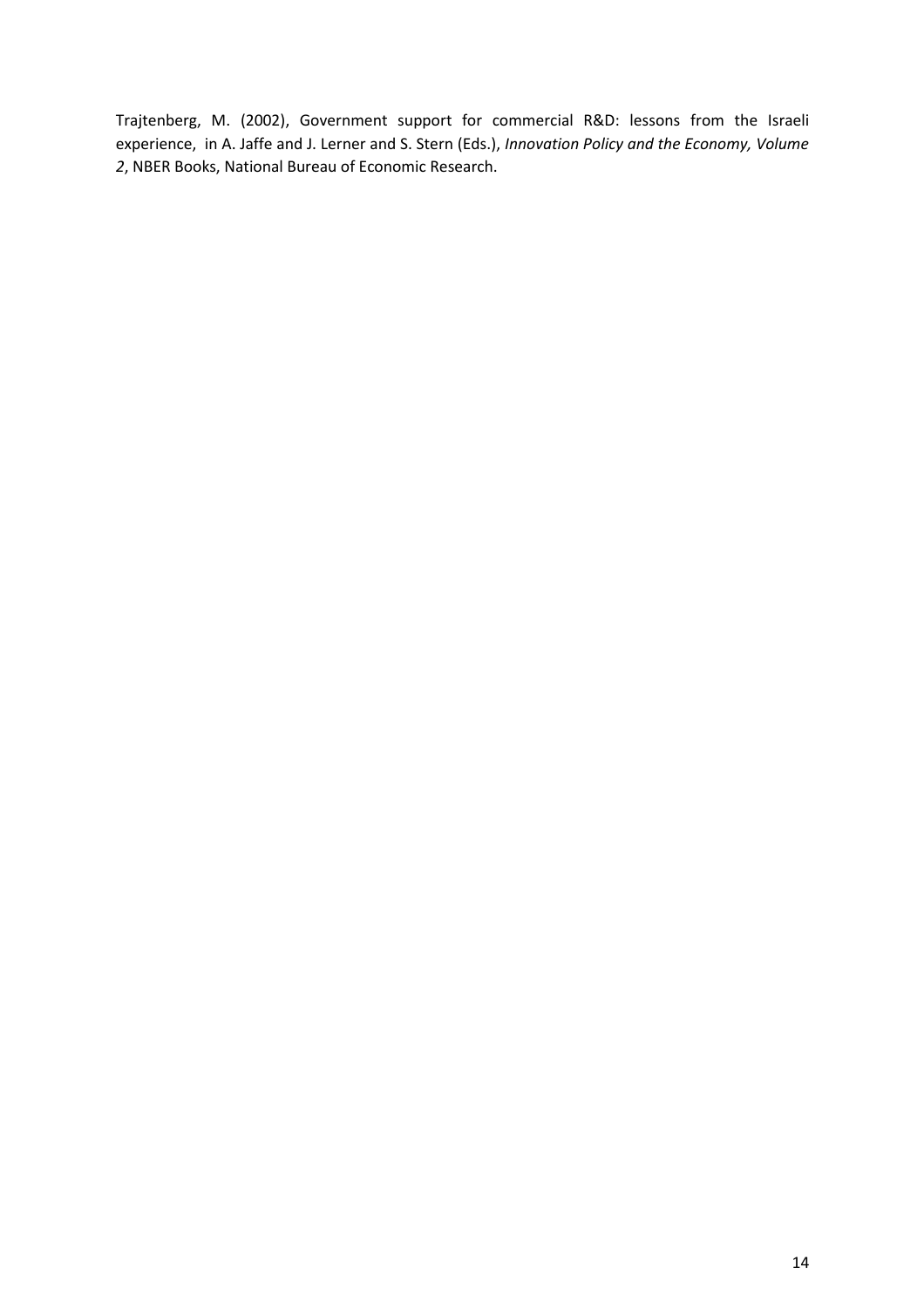Trajtenberg, M. (2002), Government support for commercial R&D: lessons from the Israeli experience, in A. Jaffe and J. Lerner and S. Stern (Eds.), *Innovation Policy and the Economy, Volume 2*, NBER Books, National Bureau of Economic Research.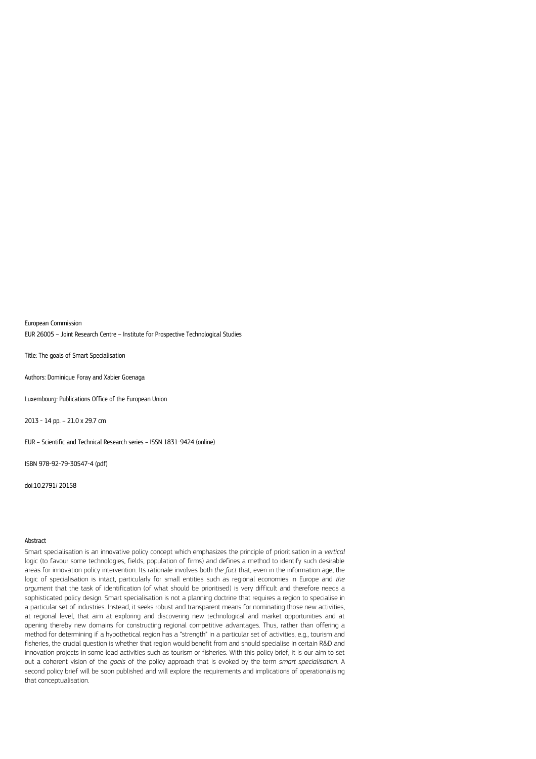European Commission

EUR 26005 – Joint Research Centre – Institute for Prospective Technological Studies

Title: The goals of Smart Specialisation

Authors: Dominique Foray and Xabier Goenaga

Luxembourg: Publications Office of the European Union

2013 - 14 pp. – 21.0 x 29.7 cm

EUR – Scientific and Technical Research series – ISSN 1831-9424 (online)

ISBN 978-92-79-30547-4 (pdf)

doi:10.2791/ 20158

Abstract

Smart specialisation is an innovative policy concept which emphasizes the principle of prioritisation in a *vertical* logic (to favour some technologies, fields, population of firms) and defines a method to identify such desirable areas for innovation policy intervention. Its rationale involves both *the fact* that, even in the information age, the logic of specialisation is intact, particularly for small entities such as regional economies in Europe and *the argument* that the task of identification (of what should be prioritised) is very difficult and therefore needs a sophisticated policy design. Smart specialisation is not a planning doctrine that requires a region to specialise in a particular set of industries. Instead, it seeks robust and transparent means for nominating those new activities, at regional level, that aim at exploring and discovering new technological and market opportunities and at opening thereby new domains for constructing regional competitive advantages. Thus, rather than offering a method for determining if a hypothetical region has a "strength" in a particular set of activities, e.g., tourism and fisheries, the crucial question is whether that region would benefit from and should specialise in certain R&D and innovation projects in some lead activities such as tourism or fisheries. With this policy brief, it is our aim to set out a coherent vision of the *goals* of the policy approach that is evoked by the term *smart specialisation*. A second policy brief will be soon published and will explore the requirements and implications of operationalising that conceptualisation.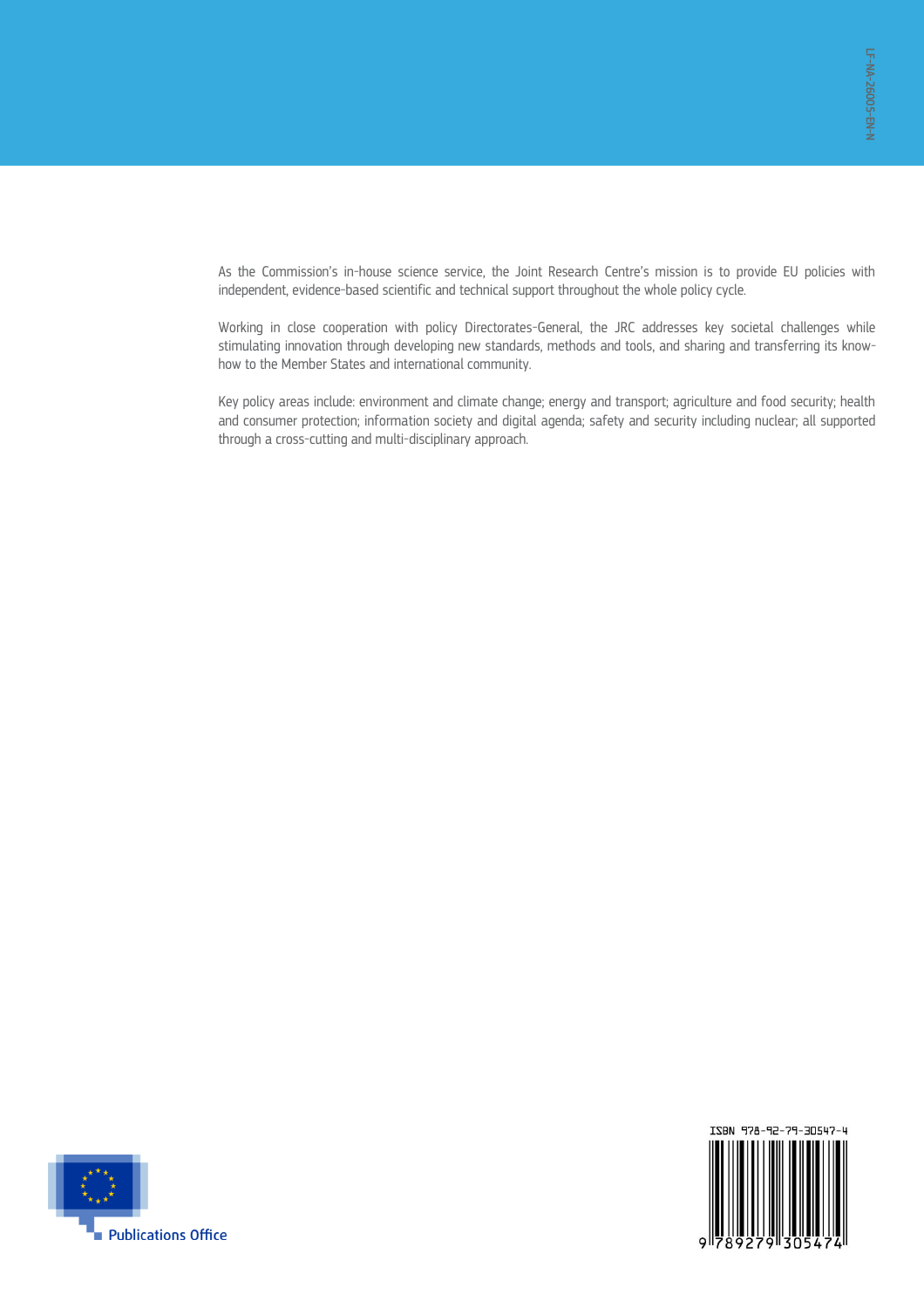LF-NA-26005-EN-N

As the Commission's in-house science service, the Joint Research Centre's mission is to provide EU policies with independent, evidence-based scientific and technical support throughout the whole policy cycle.

Working in close cooperation with policy Directorates-General, the JRC addresses key societal challenges while stimulating innovation through developing new standards, methods and tools, and sharing and transferring its know-how to the Member States and international community.

Key policy areas include: environment and climate change; energy and transport; agriculture and food security; health and consumer protection; information society and digital agenda; safety and security including nuclear; all supported through a cross-cutting and multi-disciplinary approach.

Publications Office

ISBN 978-92-79-30547-4